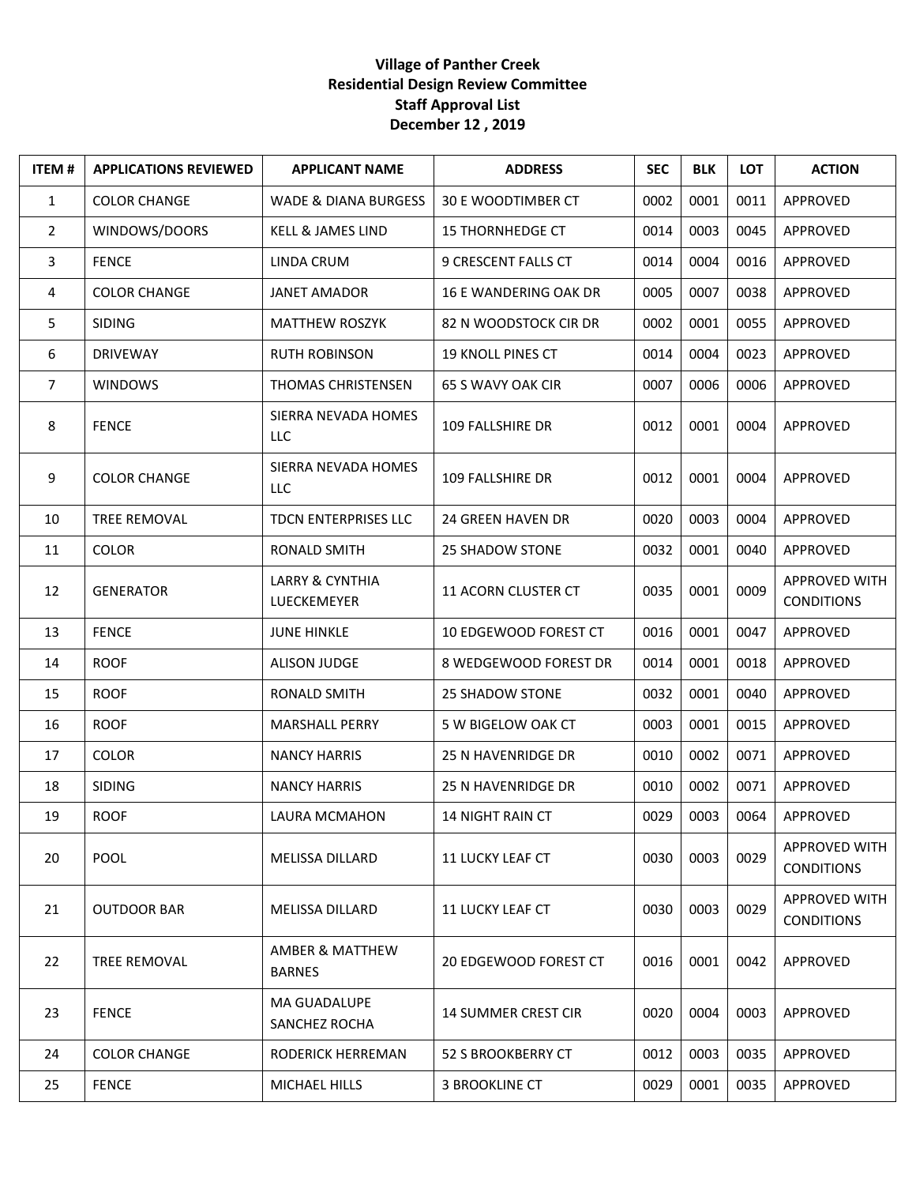**Village of Panther Creek**
**Residential Design Review Committee**
**Staff Approval List**
**December 12 , 2019**

| ITEM # | APPLICATIONS REVIEWED | APPLICANT NAME | ADDRESS | SEC | BLK | LOT | ACTION |
|---|---|---|---|---|---|---|---|
| 1 | COLOR CHANGE | WADE & DIANA BURGESS | 30 E WOODTIMBER CT | 0002 | 0001 | 0011 | APPROVED |
| 2 | WINDOWS/DOORS | KELL & JAMES LIND | 15 THORNHEDGE CT | 0014 | 0003 | 0045 | APPROVED |
| 3 | FENCE | LINDA CRUM | 9 CRESCENT FALLS CT | 0014 | 0004 | 0016 | APPROVED |
| 4 | COLOR CHANGE | JANET AMADOR | 16 E WANDERING OAK DR | 0005 | 0007 | 0038 | APPROVED |
| 5 | SIDING | MATTHEW ROSZYK | 82 N WOODSTOCK CIR DR | 0002 | 0001 | 0055 | APPROVED |
| 6 | DRIVEWAY | RUTH ROBINSON | 19 KNOLL PINES CT | 0014 | 0004 | 0023 | APPROVED |
| 7 | WINDOWS | THOMAS CHRISTENSEN | 65 S WAVY OAK CIR | 0007 | 0006 | 0006 | APPROVED |
| 8 | FENCE | SIERRA NEVADA HOMES LLC | 109 FALLSHIRE DR | 0012 | 0001 | 0004 | APPROVED |
| 9 | COLOR CHANGE | SIERRA NEVADA HOMES LLC | 109 FALLSHIRE DR | 0012 | 0001 | 0004 | APPROVED |
| 10 | TREE REMOVAL | TDCN ENTERPRISES LLC | 24 GREEN HAVEN DR | 0020 | 0003 | 0004 | APPROVED |
| 11 | COLOR | RONALD SMITH | 25 SHADOW STONE | 0032 | 0001 | 0040 | APPROVED |
| 12 | GENERATOR | LARRY & CYNTHIA LUECKEMEYER | 11 ACORN CLUSTER CT | 0035 | 0001 | 0009 | APPROVED WITH CONDITIONS |
| 13 | FENCE | JUNE HINKLE | 10 EDGEWOOD FOREST CT | 0016 | 0001 | 0047 | APPROVED |
| 14 | ROOF | ALISON JUDGE | 8 WEDGEWOOD FOREST DR | 0014 | 0001 | 0018 | APPROVED |
| 15 | ROOF | RONALD SMITH | 25 SHADOW STONE | 0032 | 0001 | 0040 | APPROVED |
| 16 | ROOF | MARSHALL PERRY | 5 W BIGELOW OAK CT | 0003 | 0001 | 0015 | APPROVED |
| 17 | COLOR | NANCY HARRIS | 25 N HAVENRIDGE DR | 0010 | 0002 | 0071 | APPROVED |
| 18 | SIDING | NANCY HARRIS | 25 N HAVENRIDGE DR | 0010 | 0002 | 0071 | APPROVED |
| 19 | ROOF | LAURA MCMAHON | 14 NIGHT RAIN CT | 0029 | 0003 | 0064 | APPROVED |
| 20 | POOL | MELISSA DILLARD | 11 LUCKY LEAF CT | 0030 | 0003 | 0029 | APPROVED WITH CONDITIONS |
| 21 | OUTDOOR BAR | MELISSA DILLARD | 11 LUCKY LEAF CT | 0030 | 0003 | 0029 | APPROVED WITH CONDITIONS |
| 22 | TREE REMOVAL | AMBER & MATTHEW BARNES | 20 EDGEWOOD FOREST CT | 0016 | 0001 | 0042 | APPROVED |
| 23 | FENCE | MA GUADALUPE SANCHEZ ROCHA | 14 SUMMER CREST CIR | 0020 | 0004 | 0003 | APPROVED |
| 24 | COLOR CHANGE | RODERICK HERREMAN | 52 S BROOKBERRY CT | 0012 | 0003 | 0035 | APPROVED |
| 25 | FENCE | MICHAEL HILLS | 3 BROOKLINE CT | 0029 | 0001 | 0035 | APPROVED |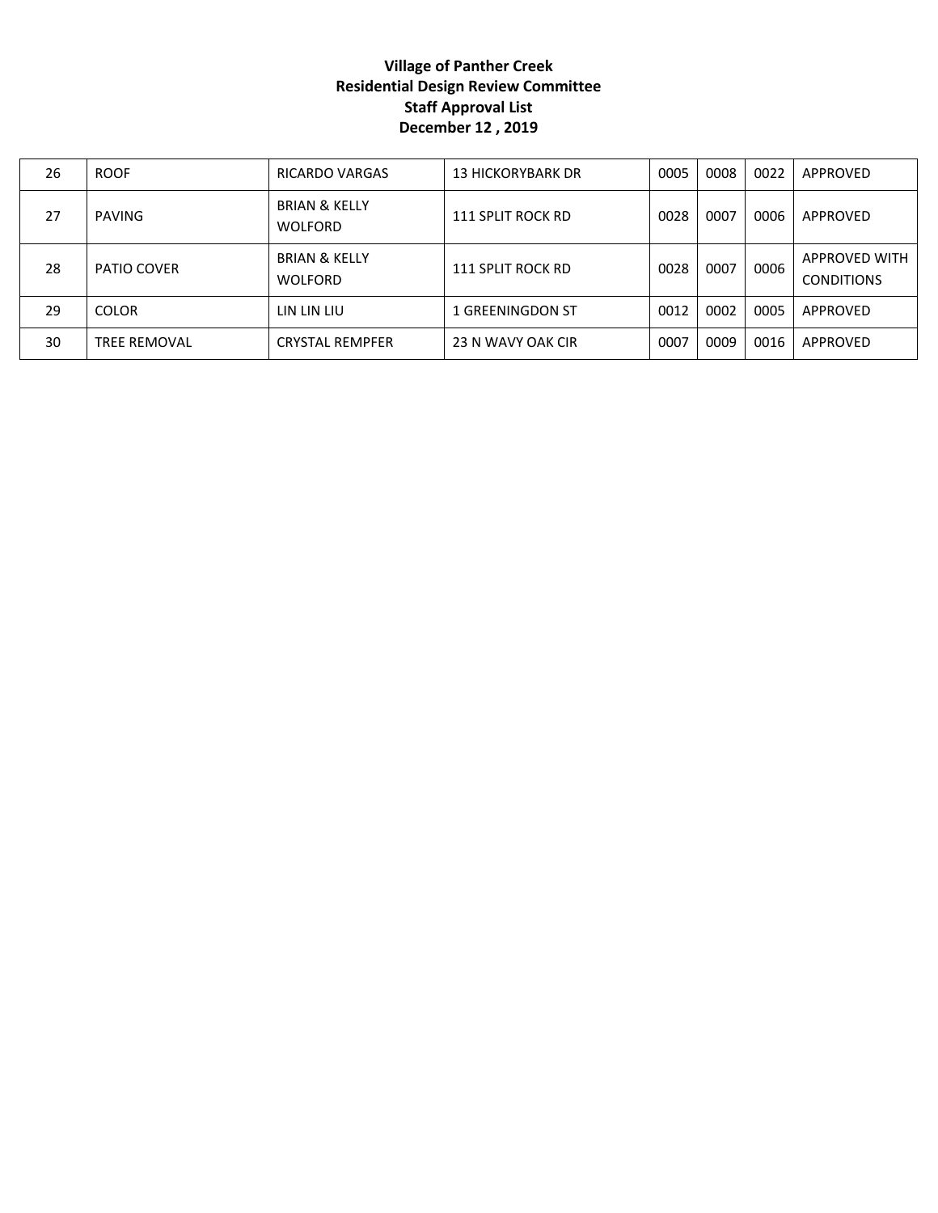**Village of Panther Creek**
**Residential Design Review Committee**
**Staff Approval List**
**December 12 , 2019**

| | | | | | | | |
|---|---|---|---|---|---|---|---|
| 26 | ROOF | RICARDO VARGAS | 13 HICKORYBARK DR | 0005 | 0008 | 0022 | APPROVED |
| 27 | PAVING | BRIAN & KELLY WOLFORD | 111 SPLIT ROCK RD | 0028 | 0007 | 0006 | APPROVED |
| 28 | PATIO COVER | BRIAN & KELLY WOLFORD | 111 SPLIT ROCK RD | 0028 | 0007 | 0006 | APPROVED WITH CONDITIONS |
| 29 | COLOR | LIN LIN LIU | 1 GREENINGDON ST | 0012 | 0002 | 0005 | APPROVED |
| 30 | TREE REMOVAL | CRYSTAL REMPFER | 23 N WAVY OAK CIR | 0007 | 0009 | 0016 | APPROVED |